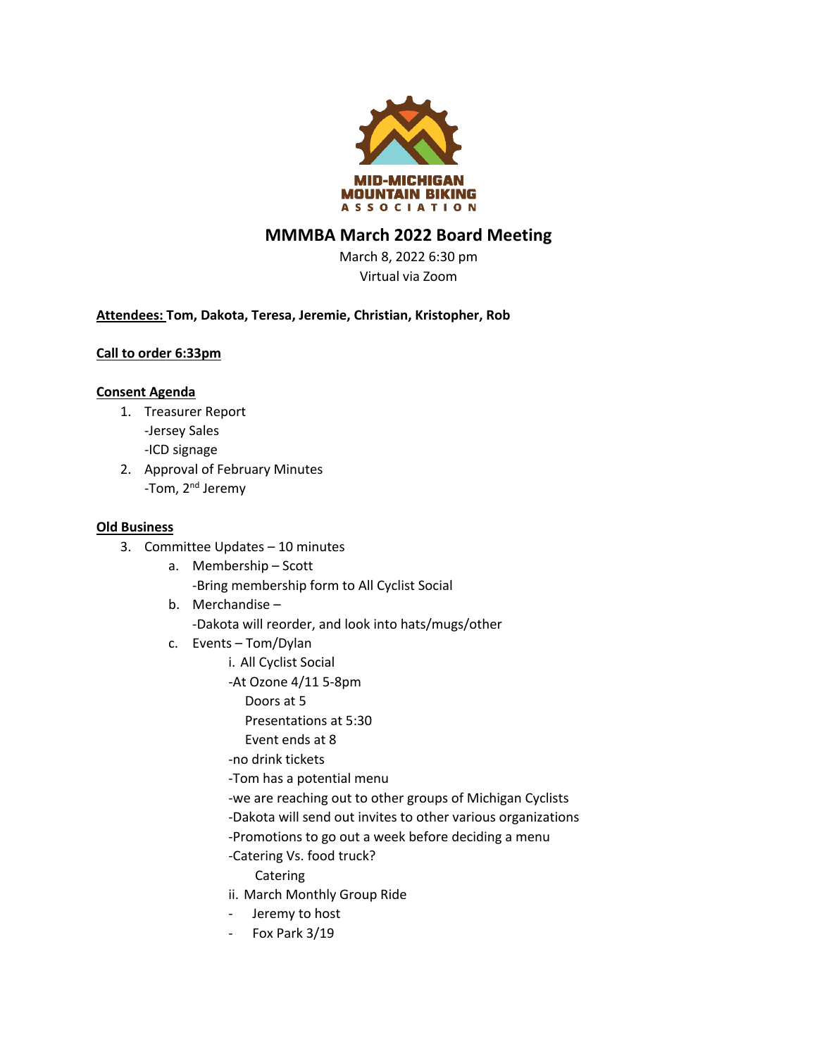MID-MICHIGAN MOUNTAIN BIKING ASSOCIATION

# MMMBA March 2022 Board Meeting

March 8, 2022 6:30 pm
Virtual via Zoom

**Attendees: Tom, Dakota, Teresa, Jeremie, Christian, Kristopher, Rob**

**Call to order 6:33pm**

**Consent Agenda**

1. Treasurer Report
   -Jersey Sales
   -ICD signage
2. Approval of February Minutes
   -Tom, 2nd Jeremy

**Old Business**

3. Committee Updates – 10 minutes
   a. Membership – Scott
      -Bring membership form to All Cyclist Social
   b. Merchandise –
      -Dakota will reorder, and look into hats/mugs/other
   c. Events – Tom/Dylan
      i. All Cyclist Social
      -At Ozone 4/11 5-8pm
         Doors at 5
         Presentations at 5:30
         Event ends at 8
      -no drink tickets
      -Tom has a potential menu
      -we are reaching out to other groups of Michigan Cyclists
      -Dakota will send out invites to other various organizations
      -Promotions to go out a week before deciding a menu
      -Catering Vs. food truck?
         Catering
      ii. March Monthly Group Ride
      - Jeremy to host
      - Fox Park 3/19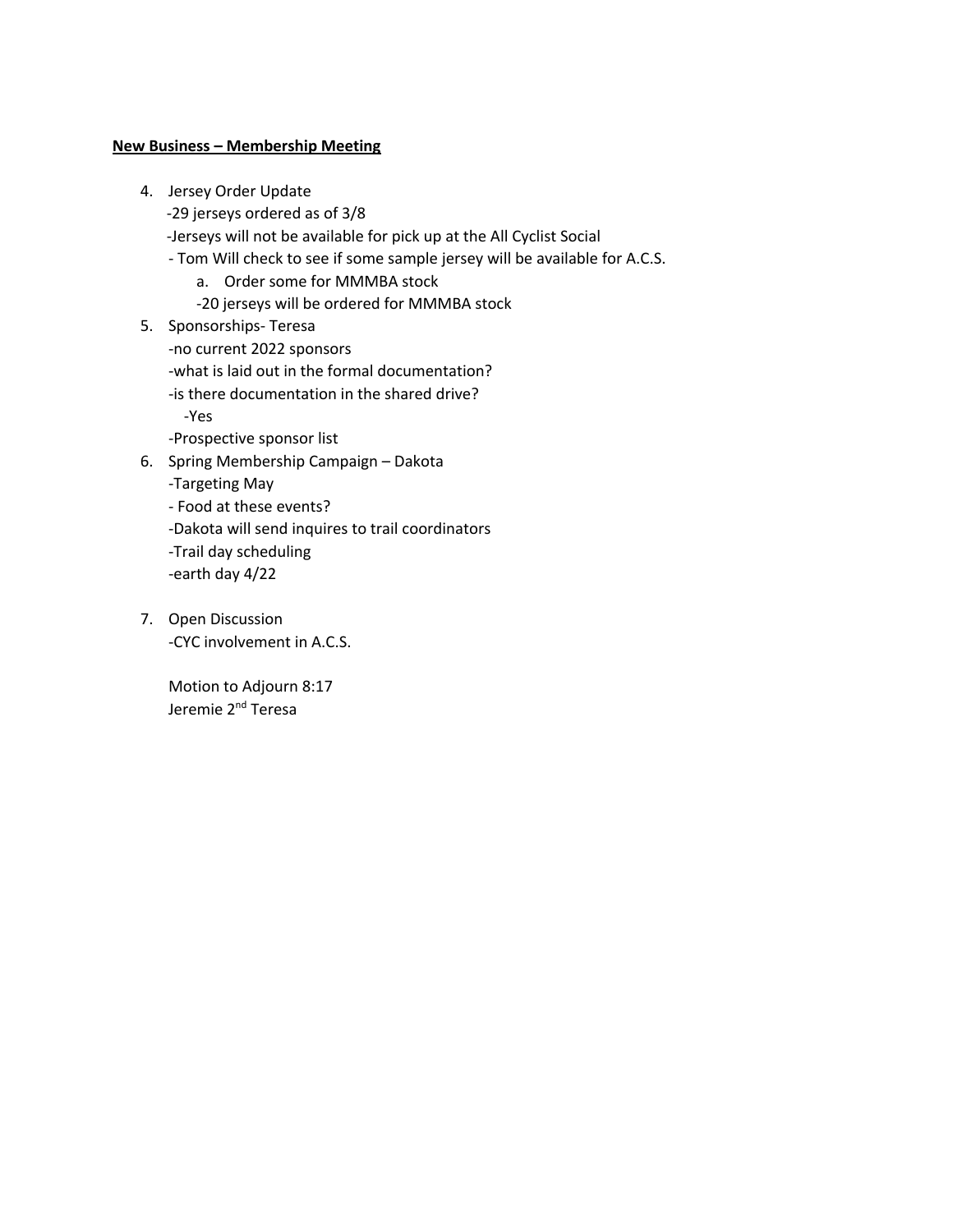**New Business – Membership Meeting**

4. Jersey Order Update
   - -29 jerseys ordered as of 3/8
   - -Jerseys will not be available for pick up at the All Cyclist Social
   - - Tom Will check to see if some sample jersey will be available for A.C.S.
     a. Order some for MMMBA stock
        -20 jerseys will be ordered for MMMBA stock
5. Sponsorships- Teresa
   - -no current 2022 sponsors
   - -what is laid out in the formal documentation?
   - -is there documentation in the shared drive?
     - -Yes
   - -Prospective sponsor list
6. Spring Membership Campaign – Dakota
   - -Targeting May
   - - Food at these events?
   - -Dakota will send inquires to trail coordinators
   - -Trail day scheduling
   - -earth day 4/22

7. Open Discussion
   - -CYC involvement in A.C.S.

   Motion to Adjourn 8:17
   Jeremie 2nd Teresa